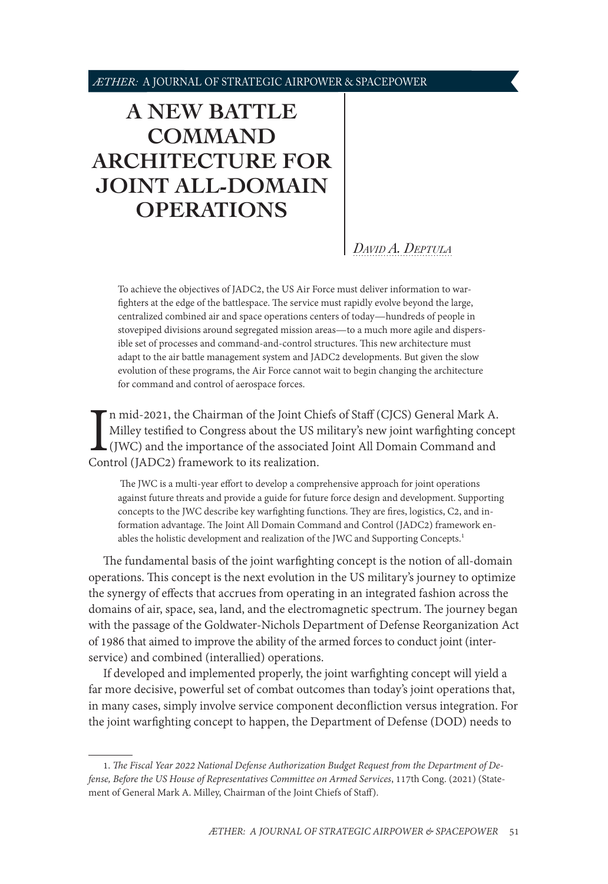# A NEW BATTLE COMMAND ARCHITECTURE FOR JOINT ALL-DOMAIN OPERATIONS

*David A. Deptula*

To achieve the objectives of JADC2, the US Air Force must deliver information to warfighters at the edge of the battlespace. The service must rapidly evolve beyond the large, centralized combined air and space operations centers of today—hundreds of people in stovepiped divisions around segregated mission areas—to a much more agile and dispersible set of processes and command-and-control structures. This new architecture must adapt to the air battle management system and JADC2 developments. But given the slow evolution of these programs, the Air Force cannot wait to begin changing the architecture for command and control of aerospace forces.

In mid-2021, the Chairman of the Joint Chiefs of Staff (CJCS) General Mark A. Milley testified to Congress about the US military's new joint warfighting concept (JWC) and the importance of the associated Joint All Domain Command and Control (JADC2) framework to its realization.

> The JWC is a multi-year effort to develop a comprehensive approach for joint operations against future threats and provide a guide for future force design and development. Supporting concepts to the JWC describe key warfighting functions. They are fires, logistics, C2, and information advantage. The Joint All Domain Command and Control (JADC2) framework enables the holistic development and realization of the JWC and Supporting Concepts.[1]

The fundamental basis of the joint warfighting concept is the notion of all-domain operations. This concept is the next evolution in the US military's journey to optimize the synergy of effects that accrues from operating in an integrated fashion across the domains of air, space, sea, land, and the electromagnetic spectrum. The journey began with the passage of the Goldwater-Nichols Department of Defense Reorganization Act of 1986 that aimed to improve the ability of the armed forces to conduct joint (interservice) and combined (interallied) operations.

If developed and implemented properly, the joint warfighting concept will yield a far more decisive, powerful set of combat outcomes than today's joint operations that, in many cases, simply involve service component deconfliction versus integration. For the joint warfighting concept to happen, the Department of Defense (DOD) needs to

---

1. *The Fiscal Year 2022 National Defense Authorization Budget Request from the Department of Defense, Before the US House of Representatives Committee on Armed Services*, 117th Cong. (2021) (Statement of General Mark A. Milley, Chairman of the Joint Chiefs of Staff).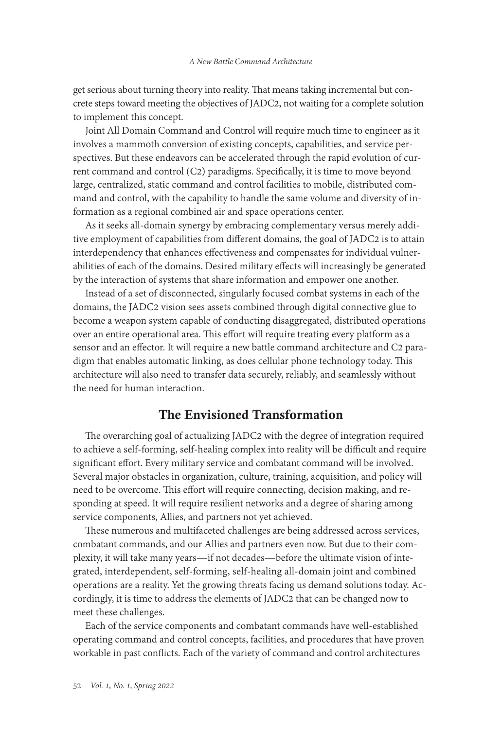get serious about turning theory into reality. That means taking incremental but concrete steps toward meeting the objectives of JADC2, not waiting for a complete solution to implement this concept.

Joint All Domain Command and Control will require much time to engineer as it involves a mammoth conversion of existing concepts, capabilities, and service perspectives. But these endeavors can be accelerated through the rapid evolution of current command and control (C2) paradigms. Specifically, it is time to move beyond large, centralized, static command and control facilities to mobile, distributed command and control, with the capability to handle the same volume and diversity of information as a regional combined air and space operations center.

As it seeks all-domain synergy by embracing complementary versus merely additive employment of capabilities from different domains, the goal of JADC2 is to attain interdependency that enhances effectiveness and compensates for individual vulnerabilities of each of the domains. Desired military effects will increasingly be generated by the interaction of systems that share information and empower one another.

Instead of a set of disconnected, singularly focused combat systems in each of the domains, the JADC2 vision sees assets combined through digital connective glue to become a weapon system capable of conducting disaggregated, distributed operations over an entire operational area. This effort will require treating every platform as a sensor and an effector. It will require a new battle command architecture and C2 paradigm that enables automatic linking, as does cellular phone technology today. This architecture will also need to transfer data securely, reliably, and seamlessly without the need for human interaction.

## The Envisioned Transformation

The overarching goal of actualizing JADC2 with the degree of integration required to achieve a self-forming, self-healing complex into reality will be difficult and require significant effort. Every military service and combatant command will be involved. Several major obstacles in organization, culture, training, acquisition, and policy will need to be overcome. This effort will require connecting, decision making, and responding at speed. It will require resilient networks and a degree of sharing among service components, Allies, and partners not yet achieved.

These numerous and multifaceted challenges are being addressed across services, combatant commands, and our Allies and partners even now. But due to their complexity, it will take many years—if not decades—before the ultimate vision of integrated, interdependent, self-forming, self-healing all-domain joint and combined operations are a reality. Yet the growing threats facing us demand solutions today. Accordingly, it is time to address the elements of JADC2 that can be changed now to meet these challenges.

Each of the service components and combatant commands have well-established operating command and control concepts, facilities, and procedures that have proven workable in past conflicts. Each of the variety of command and control architectures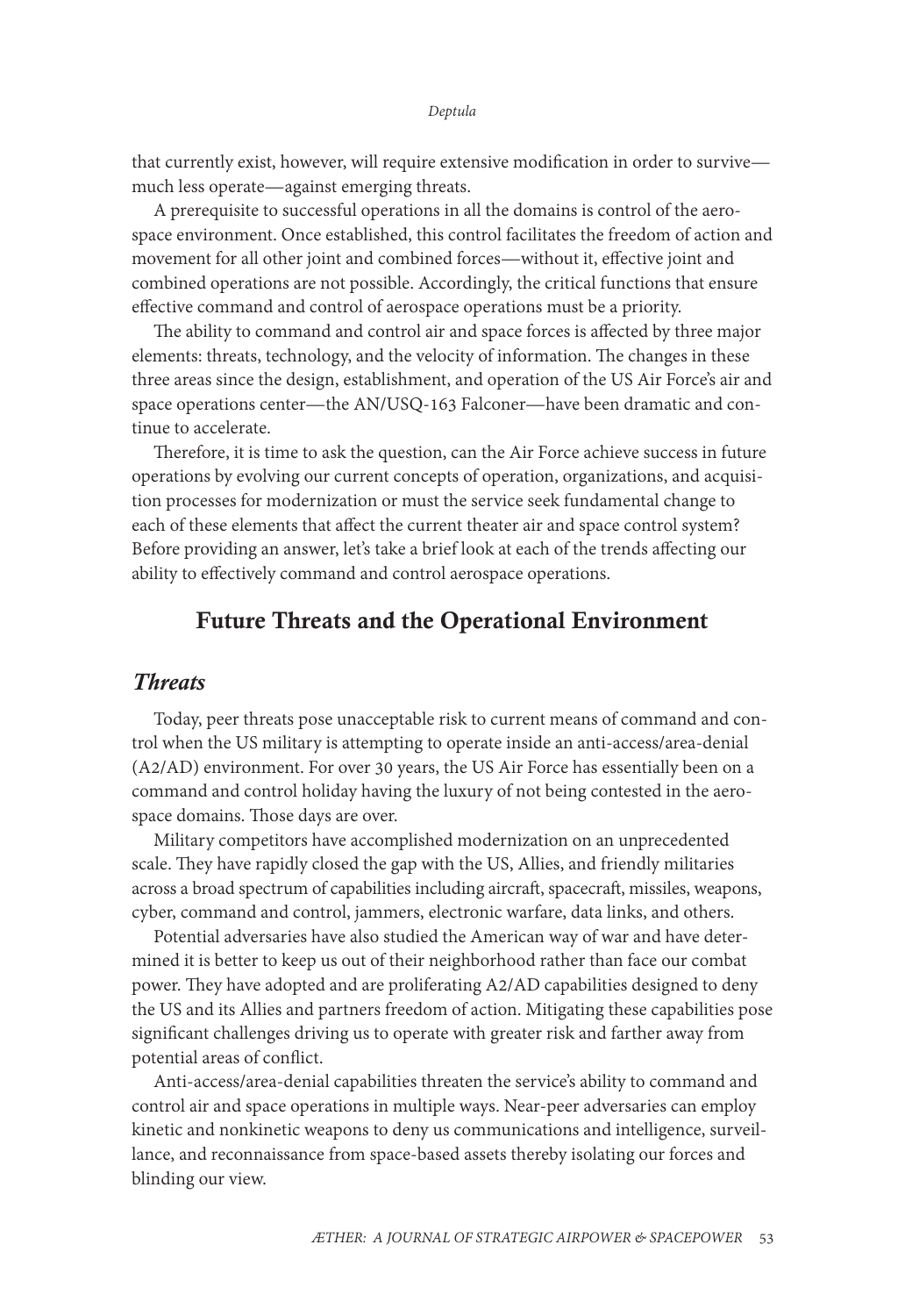that currently exist, however, will require extensive modification in order to survive—much less operate—against emerging threats.

A prerequisite to successful operations in all the domains is control of the aerospace environment. Once established, this control facilitates the freedom of action and movement for all other joint and combined forces—without it, effective joint and combined operations are not possible. Accordingly, the critical functions that ensure effective command and control of aerospace operations must be a priority.

The ability to command and control air and space forces is affected by three major elements: threats, technology, and the velocity of information. The changes in these three areas since the design, establishment, and operation of the US Air Force's air and space operations center—the AN/USQ-163 Falconer—have been dramatic and continue to accelerate.

Therefore, it is time to ask the question, can the Air Force achieve success in future operations by evolving our current concepts of operation, organizations, and acquisition processes for modernization or must the service seek fundamental change to each of these elements that affect the current theater air and space control system? Before providing an answer, let's take a brief look at each of the trends affecting our ability to effectively command and control aerospace operations.

## Future Threats and the Operational Environment

### *Threats*

Today, peer threats pose unacceptable risk to current means of command and control when the US military is attempting to operate inside an anti-access/area-denial (A2/AD) environment. For over 30 years, the US Air Force has essentially been on a command and control holiday having the luxury of not being contested in the aerospace domains. Those days are over.

Military competitors have accomplished modernization on an unprecedented scale. They have rapidly closed the gap with the US, Allies, and friendly militaries across a broad spectrum of capabilities including aircraft, spacecraft, missiles, weapons, cyber, command and control, jammers, electronic warfare, data links, and others.

Potential adversaries have also studied the American way of war and have determined it is better to keep us out of their neighborhood rather than face our combat power. They have adopted and are proliferating A2/AD capabilities designed to deny the US and its Allies and partners freedom of action. Mitigating these capabilities pose significant challenges driving us to operate with greater risk and farther away from potential areas of conflict.

Anti-access/area-denial capabilities threaten the service's ability to command and control air and space operations in multiple ways. Near-peer adversaries can employ kinetic and nonkinetic weapons to deny us communications and intelligence, surveillance, and reconnaissance from space-based assets thereby isolating our forces and blinding our view.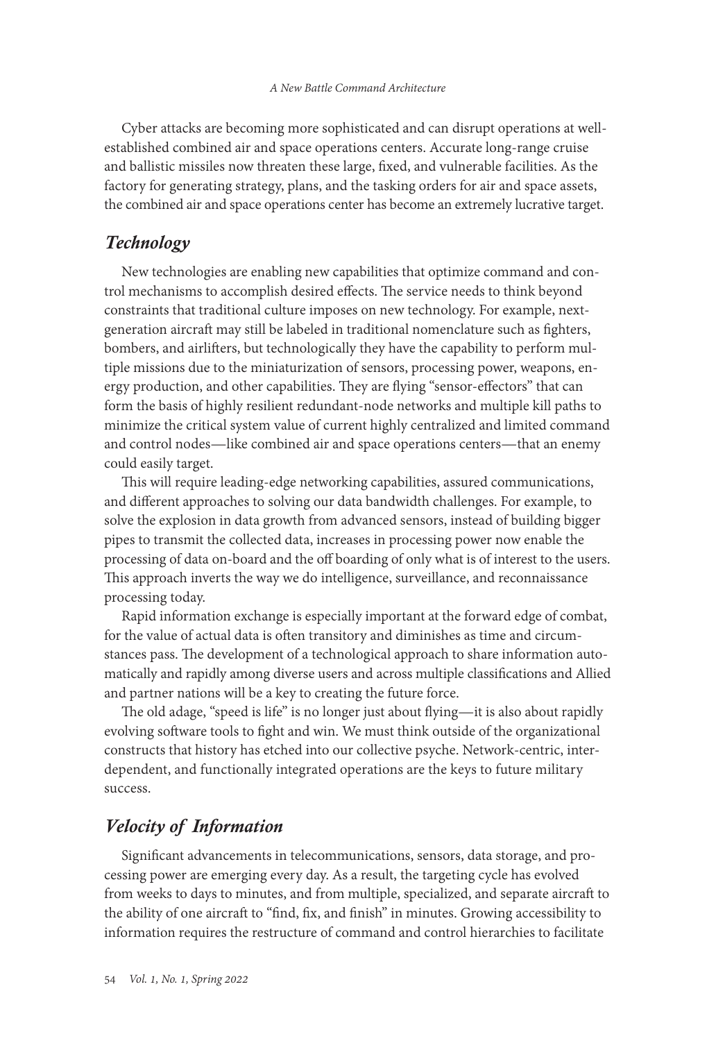Cyber attacks are becoming more sophisticated and can disrupt operations at well-established combined air and space operations centers. Accurate long-range cruise and ballistic missiles now threaten these large, fixed, and vulnerable facilities. As the factory for generating strategy, plans, and the tasking orders for air and space assets, the combined air and space operations center has become an extremely lucrative target.

## *Technology*

New technologies are enabling new capabilities that optimize command and control mechanisms to accomplish desired effects. The service needs to think beyond constraints that traditional culture imposes on new technology. For example, next-generation aircraft may still be labeled in traditional nomenclature such as fighters, bombers, and airlifters, but technologically they have the capability to perform multiple missions due to the miniaturization of sensors, processing power, weapons, energy production, and other capabilities. They are flying "sensor-effectors" that can form the basis of highly resilient redundant-node networks and multiple kill paths to minimize the critical system value of current highly centralized and limited command and control nodes—like combined air and space operations centers—that an enemy could easily target.

This will require leading-edge networking capabilities, assured communications, and different approaches to solving our data bandwidth challenges. For example, to solve the explosion in data growth from advanced sensors, instead of building bigger pipes to transmit the collected data, increases in processing power now enable the processing of data on-board and the off boarding of only what is of interest to the users. This approach inverts the way we do intelligence, surveillance, and reconnaissance processing today.

Rapid information exchange is especially important at the forward edge of combat, for the value of actual data is often transitory and diminishes as time and circumstances pass. The development of a technological approach to share information automatically and rapidly among diverse users and across multiple classifications and Allied and partner nations will be a key to creating the future force.

The old adage, "speed is life" is no longer just about flying—it is also about rapidly evolving software tools to fight and win. We must think outside of the organizational constructs that history has etched into our collective psyche. Network-centric, interdependent, and functionally integrated operations are the keys to future military success.

## *Velocity of Information*

Significant advancements in telecommunications, sensors, data storage, and processing power are emerging every day. As a result, the targeting cycle has evolved from weeks to days to minutes, and from multiple, specialized, and separate aircraft to the ability of one aircraft to "find, fix, and finish" in minutes. Growing accessibility to information requires the restructure of command and control hierarchies to facilitate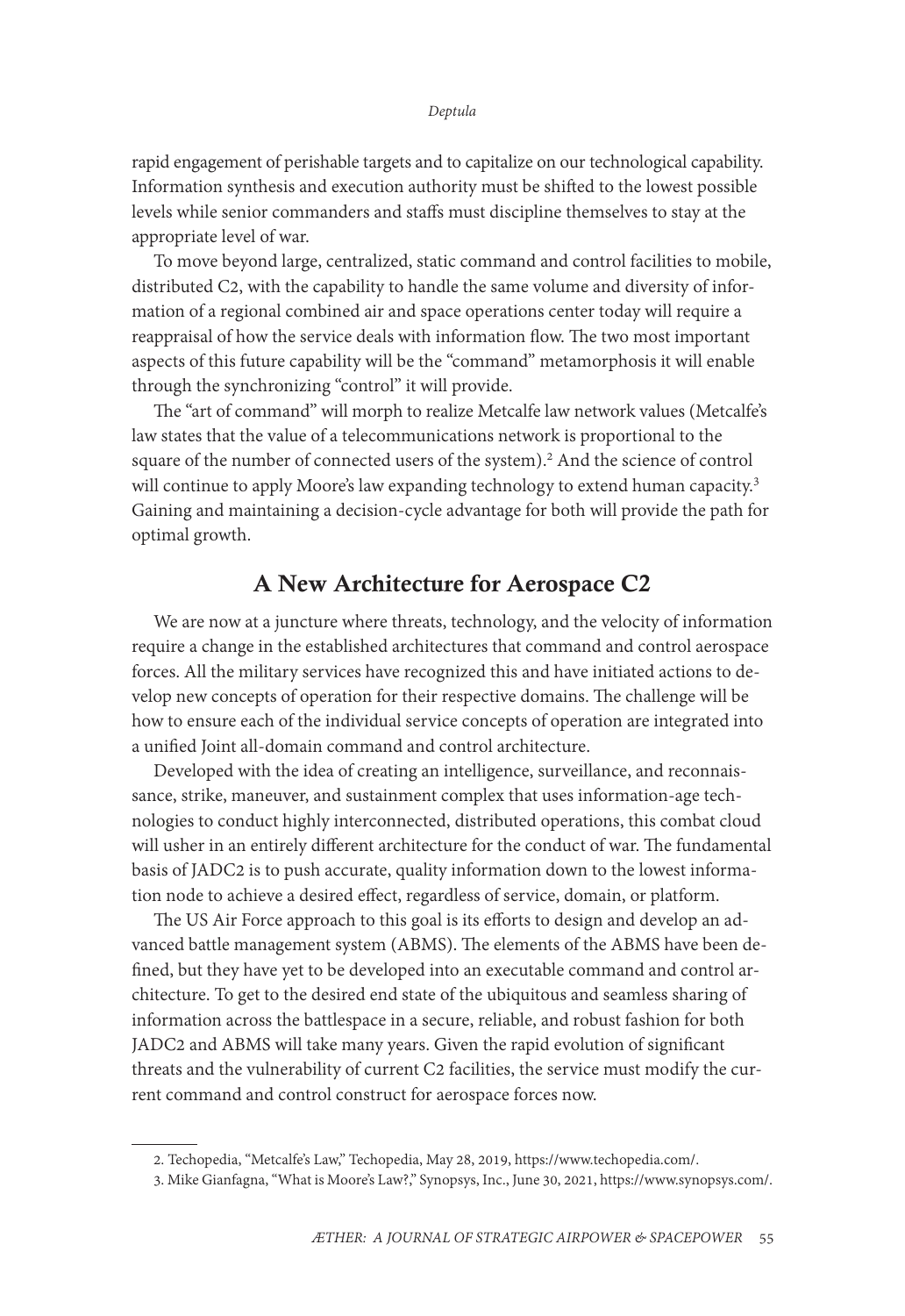rapid engagement of perishable targets and to capitalize on our technological capability. Information synthesis and execution authority must be shifted to the lowest possible levels while senior commanders and staffs must discipline themselves to stay at the appropriate level of war.

To move beyond large, centralized, static command and control facilities to mobile, distributed C2, with the capability to handle the same volume and diversity of information of a regional combined air and space operations center today will require a reappraisal of how the service deals with information flow. The two most important aspects of this future capability will be the "command" metamorphosis it will enable through the synchronizing "control" it will provide.

The "art of command" will morph to realize Metcalfe law network values (Metcalfe's law states that the value of a telecommunications network is proportional to the square of the number of connected users of the system).[2] And the science of control will continue to apply Moore's law expanding technology to extend human capacity.[3] Gaining and maintaining a decision-cycle advantage for both will provide the path for optimal growth.

## A New Architecture for Aerospace C2

We are now at a juncture where threats, technology, and the velocity of information require a change in the established architectures that command and control aerospace forces. All the military services have recognized this and have initiated actions to develop new concepts of operation for their respective domains. The challenge will be how to ensure each of the individual service concepts of operation are integrated into a unified Joint all-domain command and control architecture.

Developed with the idea of creating an intelligence, surveillance, and reconnaissance, strike, maneuver, and sustainment complex that uses information-age technologies to conduct highly interconnected, distributed operations, this combat cloud will usher in an entirely different architecture for the conduct of war. The fundamental basis of JADC2 is to push accurate, quality information down to the lowest information node to achieve a desired effect, regardless of service, domain, or platform.

The US Air Force approach to this goal is its efforts to design and develop an advanced battle management system (ABMS). The elements of the ABMS have been defined, but they have yet to be developed into an executable command and control architecture. To get to the desired end state of the ubiquitous and seamless sharing of information across the battlespace in a secure, reliable, and robust fashion for both JADC2 and ABMS will take many years. Given the rapid evolution of significant threats and the vulnerability of current C2 facilities, the service must modify the current command and control construct for aerospace forces now.

2. Techopedia, "Metcalfe's Law," Techopedia, May 28, 2019, https://www.techopedia.com/.

3. Mike Gianfagna, "What is Moore's Law?," Synopsys, Inc., June 30, 2021, https://www.synopsys.com/.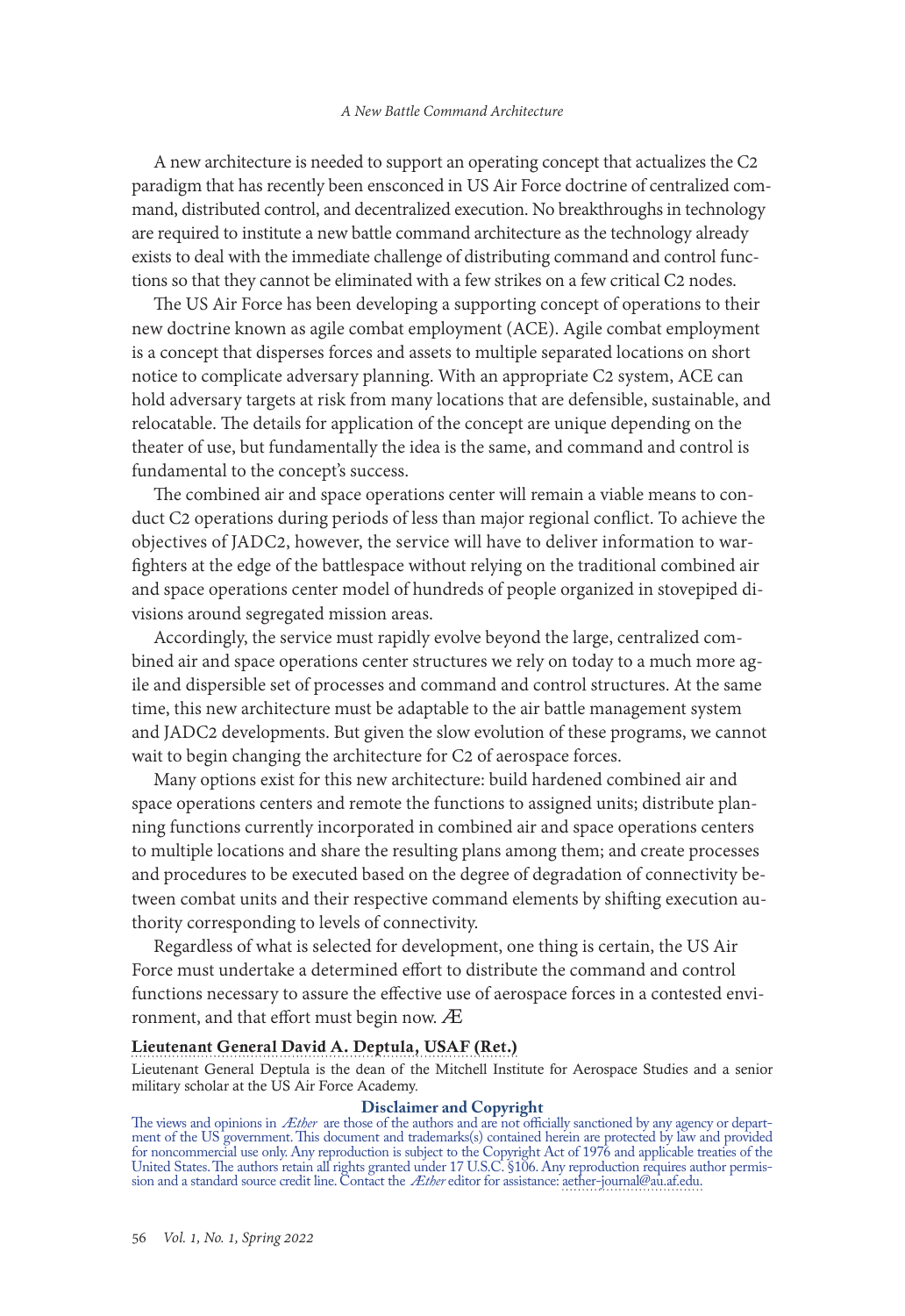A new architecture is needed to support an operating concept that actualizes the C2 paradigm that has recently been ensconced in US Air Force doctrine of centralized command, distributed control, and decentralized execution. No breakthroughs in technology are required to institute a new battle command architecture as the technology already exists to deal with the immediate challenge of distributing command and control functions so that they cannot be eliminated with a few strikes on a few critical C2 nodes.

The US Air Force has been developing a supporting concept of operations to their new doctrine known as agile combat employment (ACE). Agile combat employment is a concept that disperses forces and assets to multiple separated locations on short notice to complicate adversary planning. With an appropriate C2 system, ACE can hold adversary targets at risk from many locations that are defensible, sustainable, and relocatable. The details for application of the concept are unique depending on the theater of use, but fundamentally the idea is the same, and command and control is fundamental to the concept's success.

The combined air and space operations center will remain a viable means to conduct C2 operations during periods of less than major regional conflict. To achieve the objectives of JADC2, however, the service will have to deliver information to warfighters at the edge of the battlespace without relying on the traditional combined air and space operations center model of hundreds of people organized in stovepiped divisions around segregated mission areas.

Accordingly, the service must rapidly evolve beyond the large, centralized combined air and space operations center structures we rely on today to a much more agile and dispersible set of processes and command and control structures. At the same time, this new architecture must be adaptable to the air battle management system and JADC2 developments. But given the slow evolution of these programs, we cannot wait to begin changing the architecture for C2 of aerospace forces.

Many options exist for this new architecture: build hardened combined air and space operations centers and remote the functions to assigned units; distribute planning functions currently incorporated in combined air and space operations centers to multiple locations and share the resulting plans among them; and create processes and procedures to be executed based on the degree of degradation of connectivity between combat units and their respective command elements by shifting execution authority corresponding to levels of connectivity.

Regardless of what is selected for development, one thing is certain, the US Air Force must undertake a determined effort to distribute the command and control functions necessary to assure the effective use of aerospace forces in a contested environment, and that effort must begin now. Æ

**Lieutenant General David A. Deptula, USAF (Ret.)**

Lieutenant General Deptula is the dean of the Mitchell Institute for Aerospace Studies and a senior military scholar at the US Air Force Academy.

**Disclaimer and Copyright**

The views and opinions in *Æther* are those of the authors and are not officially sanctioned by any agency or department of the US government. This document and trademarks(s) contained herein are protected by law and provided for noncommercial use only. Any reproduction is subject to the Copyright Act of 1976 and applicable treaties of the United States. The authors retain all rights granted under 17 U.S.C. §106. Any reproduction requires author permission and a standard source credit line. Contact the *Æther* editor for assistance: aether-journal@au.af.edu.